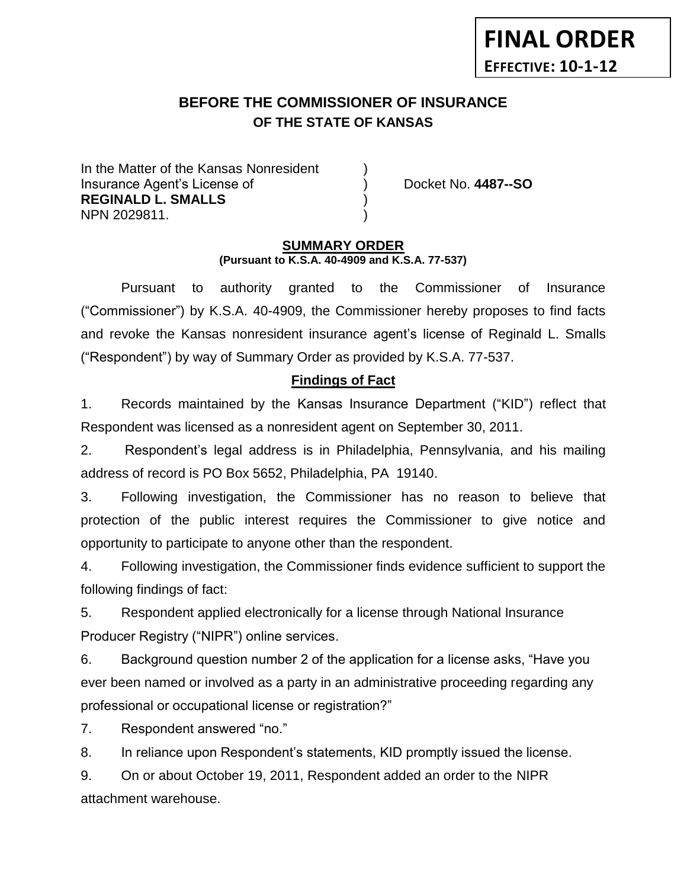**FINAL ORDER**

**EFFECTIVE: 10-1-12**

# BEFORE THE COMMISSIONER OF INSURANCE
## OF THE STATE OF KANSAS

In the Matter of the Kansas Nonresident )
Insurance Agent's License of ) Docket No. **4487--SO**
**REGINALD L. SMALLS** )
NPN 2029811. )

### SUMMARY ORDER
**(Pursuant to K.S.A. 40-4909 and K.S.A. 77-537)**

Pursuant to authority granted to the Commissioner of Insurance ("Commissioner") by K.S.A. 40-4909, the Commissioner hereby proposes to find facts and revoke the Kansas nonresident insurance agent's license of Reginald L. Smalls ("Respondent") by way of Summary Order as provided by K.S.A. 77-537.

### Findings of Fact

1. Records maintained by the Kansas Insurance Department ("KID") reflect that Respondent was licensed as a nonresident agent on September 30, 2011.

2. Respondent's legal address is in Philadelphia, Pennsylvania, and his mailing address of record is PO Box 5652, Philadelphia, PA 19140.

3. Following investigation, the Commissioner has no reason to believe that protection of the public interest requires the Commissioner to give notice and opportunity to participate to anyone other than the respondent.

4. Following investigation, the Commissioner finds evidence sufficient to support the following findings of fact:

5. Respondent applied electronically for a license through National Insurance Producer Registry ("NIPR") online services.

6. Background question number 2 of the application for a license asks, "Have you ever been named or involved as a party in an administrative proceeding regarding any professional or occupational license or registration?"

7. Respondent answered "no."

8. In reliance upon Respondent's statements, KID promptly issued the license.

9. On or about October 19, 2011, Respondent added an order to the NIPR attachment warehouse.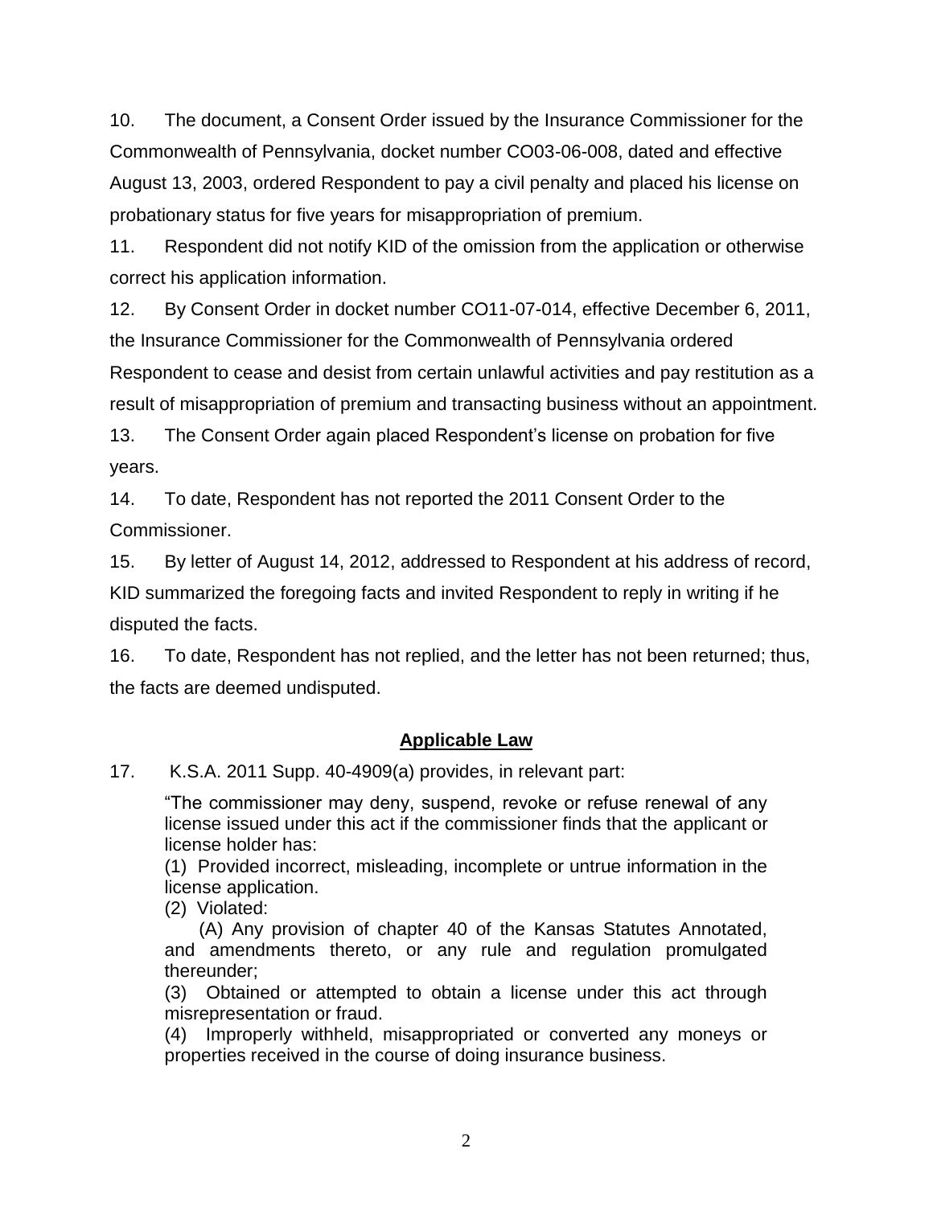10. The document, a Consent Order issued by the Insurance Commissioner for the Commonwealth of Pennsylvania, docket number CO03-06-008, dated and effective August 13, 2003, ordered Respondent to pay a civil penalty and placed his license on probationary status for five years for misappropriation of premium.

11. Respondent did not notify KID of the omission from the application or otherwise correct his application information.

12. By Consent Order in docket number CO11-07-014, effective December 6, 2011, the Insurance Commissioner for the Commonwealth of Pennsylvania ordered Respondent to cease and desist from certain unlawful activities and pay restitution as a result of misappropriation of premium and transacting business without an appointment.

13. The Consent Order again placed Respondent's license on probation for five years.

14. To date, Respondent has not reported the 2011 Consent Order to the Commissioner.

15. By letter of August 14, 2012, addressed to Respondent at his address of record, KID summarized the foregoing facts and invited Respondent to reply in writing if he disputed the facts.

16. To date, Respondent has not replied, and the letter has not been returned; thus, the facts are deemed undisputed.

## **Applicable Law**

17. K.S.A. 2011 Supp. 40-4909(a) provides, in relevant part:

> "The commissioner may deny, suspend, revoke or refuse renewal of any license issued under this act if the commissioner finds that the applicant or license holder has:
>
> (1) Provided incorrect, misleading, incomplete or untrue information in the license application.
>
> (2) Violated:
>
> (A) Any provision of chapter 40 of the Kansas Statutes Annotated, and amendments thereto, or any rule and regulation promulgated thereunder;
>
> (3) Obtained or attempted to obtain a license under this act through misrepresentation or fraud.
>
> (4) Improperly withheld, misappropriated or converted any moneys or properties received in the course of doing insurance business.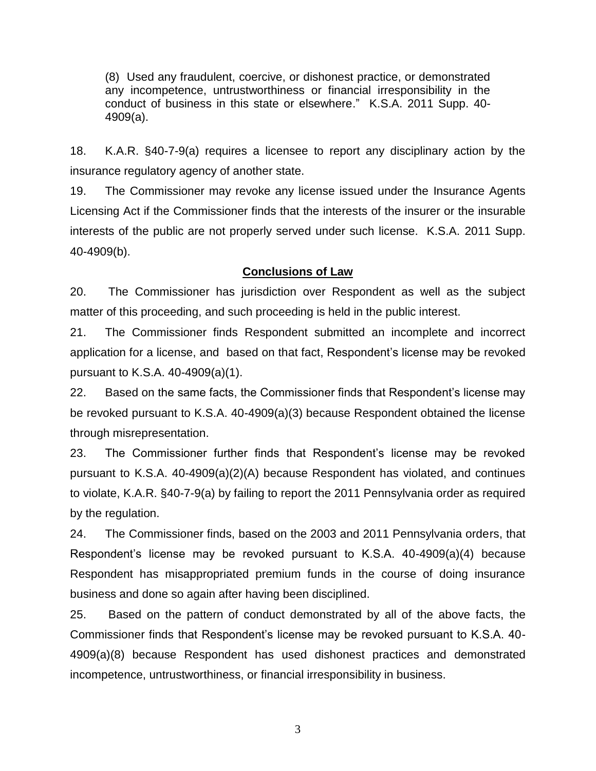> (8) Used any fraudulent, coercive, or dishonest practice, or demonstrated any incompetence, untrustworthiness or financial irresponsibility in the conduct of business in this state or elsewhere." K.S.A. 2011 Supp. 40-4909(a).

18. K.A.R. §40-7-9(a) requires a licensee to report any disciplinary action by the insurance regulatory agency of another state.

19. The Commissioner may revoke any license issued under the Insurance Agents Licensing Act if the Commissioner finds that the interests of the insurer or the insurable interests of the public are not properly served under such license. K.S.A. 2011 Supp. 40-4909(b).

## Conclusions of Law

20. The Commissioner has jurisdiction over Respondent as well as the subject matter of this proceeding, and such proceeding is held in the public interest.

21. The Commissioner finds Respondent submitted an incomplete and incorrect application for a license, and based on that fact, Respondent's license may be revoked pursuant to K.S.A. 40-4909(a)(1).

22. Based on the same facts, the Commissioner finds that Respondent's license may be revoked pursuant to K.S.A. 40-4909(a)(3) because Respondent obtained the license through misrepresentation.

23. The Commissioner further finds that Respondent's license may be revoked pursuant to K.S.A. 40-4909(a)(2)(A) because Respondent has violated, and continues to violate, K.A.R. §40-7-9(a) by failing to report the 2011 Pennsylvania order as required by the regulation.

24. The Commissioner finds, based on the 2003 and 2011 Pennsylvania orders, that Respondent's license may be revoked pursuant to K.S.A. 40-4909(a)(4) because Respondent has misappropriated premium funds in the course of doing insurance business and done so again after having been disciplined.

25. Based on the pattern of conduct demonstrated by all of the above facts, the Commissioner finds that Respondent's license may be revoked pursuant to K.S.A. 40-4909(a)(8) because Respondent has used dishonest practices and demonstrated incompetence, untrustworthiness, or financial irresponsibility in business.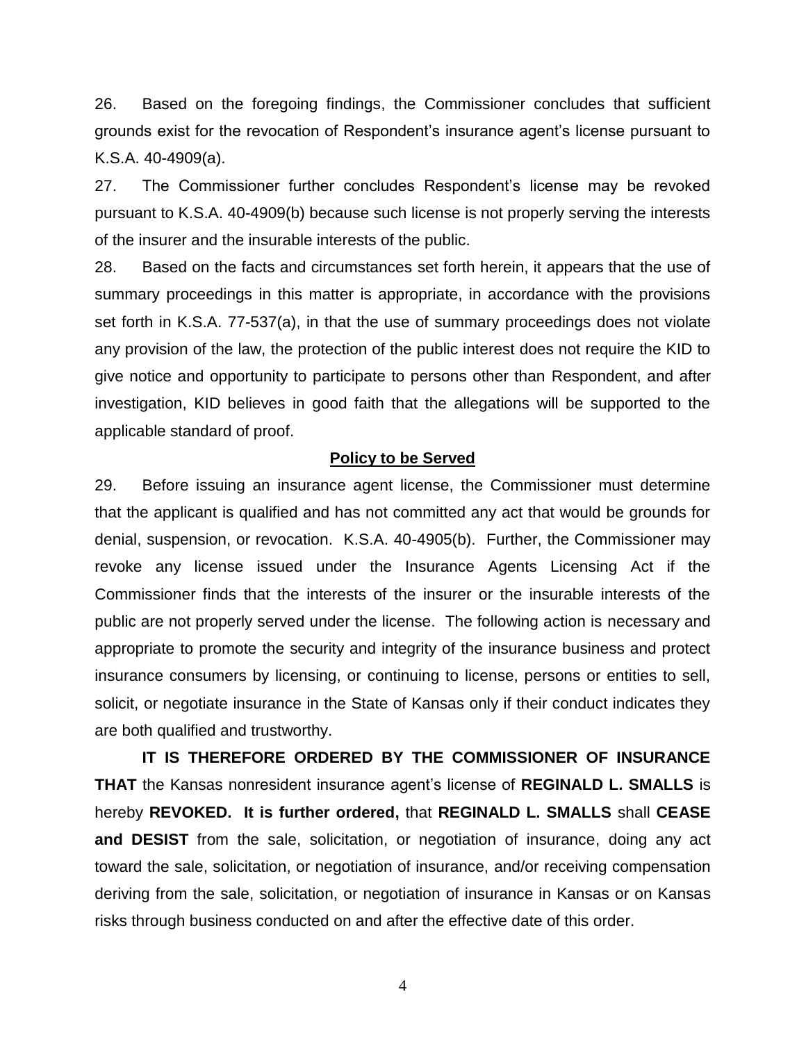26. Based on the foregoing findings, the Commissioner concludes that sufficient grounds exist for the revocation of Respondent's insurance agent's license pursuant to K.S.A. 40-4909(a).

27. The Commissioner further concludes Respondent's license may be revoked pursuant to K.S.A. 40-4909(b) because such license is not properly serving the interests of the insurer and the insurable interests of the public.

28. Based on the facts and circumstances set forth herein, it appears that the use of summary proceedings in this matter is appropriate, in accordance with the provisions set forth in K.S.A. 77-537(a), in that the use of summary proceedings does not violate any provision of the law, the protection of the public interest does not require the KID to give notice and opportunity to participate to persons other than Respondent, and after investigation, KID believes in good faith that the allegations will be supported to the applicable standard of proof.

## Policy to be Served

29. Before issuing an insurance agent license, the Commissioner must determine that the applicant is qualified and has not committed any act that would be grounds for denial, suspension, or revocation. K.S.A. 40-4905(b). Further, the Commissioner may revoke any license issued under the Insurance Agents Licensing Act if the Commissioner finds that the interests of the insurer or the insurable interests of the public are not properly served under the license. The following action is necessary and appropriate to promote the security and integrity of the insurance business and protect insurance consumers by licensing, or continuing to license, persons or entities to sell, solicit, or negotiate insurance in the State of Kansas only if their conduct indicates they are both qualified and trustworthy.

**IT IS THEREFORE ORDERED BY THE COMMISSIONER OF INSURANCE THAT** the Kansas nonresident insurance agent's license of **REGINALD L. SMALLS** is hereby **REVOKED. It is further ordered,** that **REGINALD L. SMALLS** shall **CEASE and DESIST** from the sale, solicitation, or negotiation of insurance, doing any act toward the sale, solicitation, or negotiation of insurance, and/or receiving compensation deriving from the sale, solicitation, or negotiation of insurance in Kansas or on Kansas risks through business conducted on and after the effective date of this order.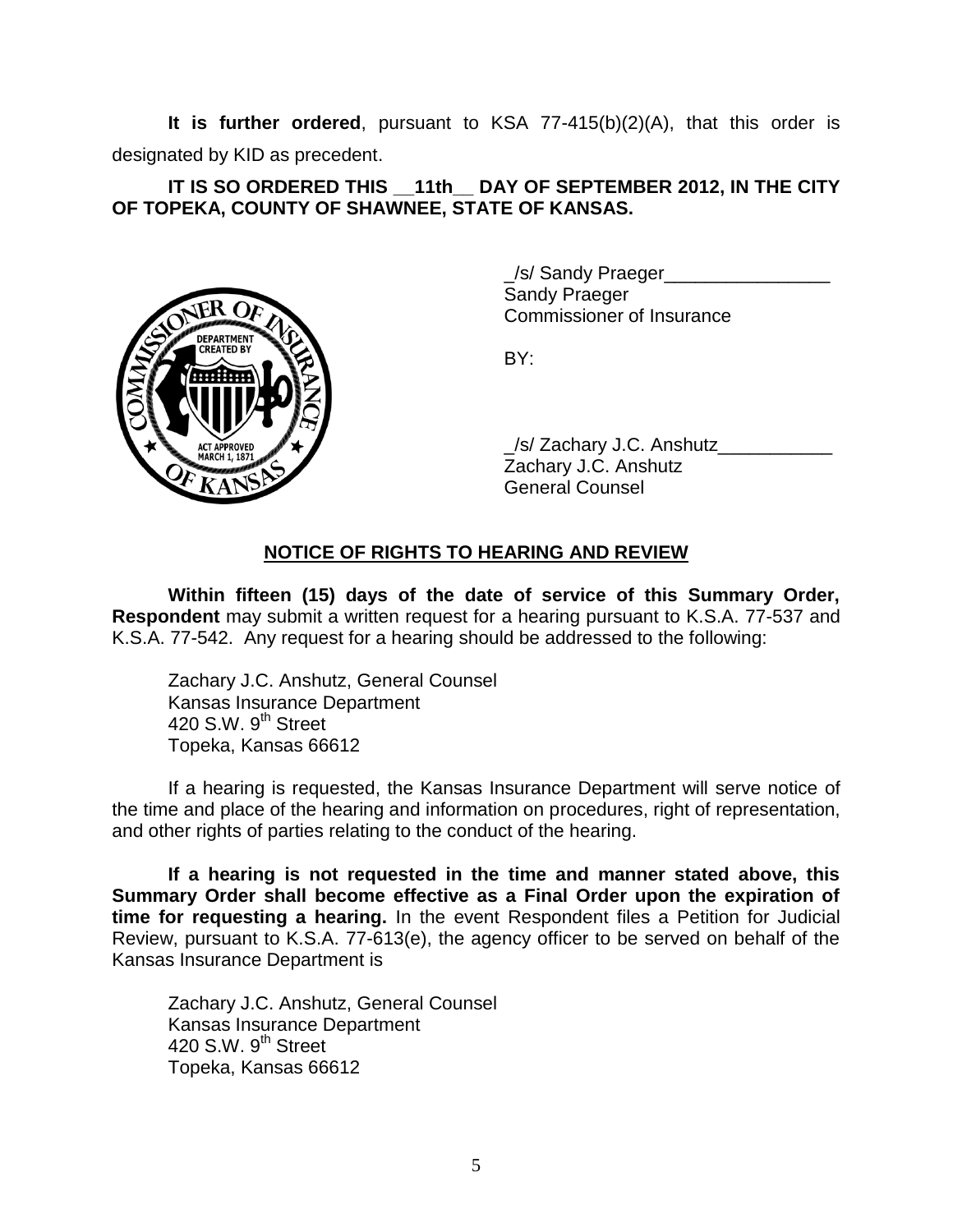**It is further ordered**, pursuant to KSA 77-415(b)(2)(A), that this order is designated by KID as precedent.

**IT IS SO ORDERED THIS __11th__ DAY OF SEPTEMBER 2012, IN THE CITY OF TOPEKA, COUNTY OF SHAWNEE, STATE OF KANSAS.**

_/s/ Sandy Praeger________________
Sandy Praeger
Commissioner of Insurance

BY:

_/s/ Zachary J.C. Anshutz___________
Zachary J.C. Anshutz
General Counsel

## NOTICE OF RIGHTS TO HEARING AND REVIEW

**Within fifteen (15) days of the date of service of this Summary Order, Respondent** may submit a written request for a hearing pursuant to K.S.A. 77-537 and K.S.A. 77-542. Any request for a hearing should be addressed to the following:

Zachary J.C. Anshutz, General Counsel
Kansas Insurance Department
420 S.W. 9th Street
Topeka, Kansas 66612

If a hearing is requested, the Kansas Insurance Department will serve notice of the time and place of the hearing and information on procedures, right of representation, and other rights of parties relating to the conduct of the hearing.

**If a hearing is not requested in the time and manner stated above, this Summary Order shall become effective as a Final Order upon the expiration of time for requesting a hearing.** In the event Respondent files a Petition for Judicial Review, pursuant to K.S.A. 77-613(e), the agency officer to be served on behalf of the Kansas Insurance Department is

Zachary J.C. Anshutz, General Counsel
Kansas Insurance Department
420 S.W. 9th Street
Topeka, Kansas 66612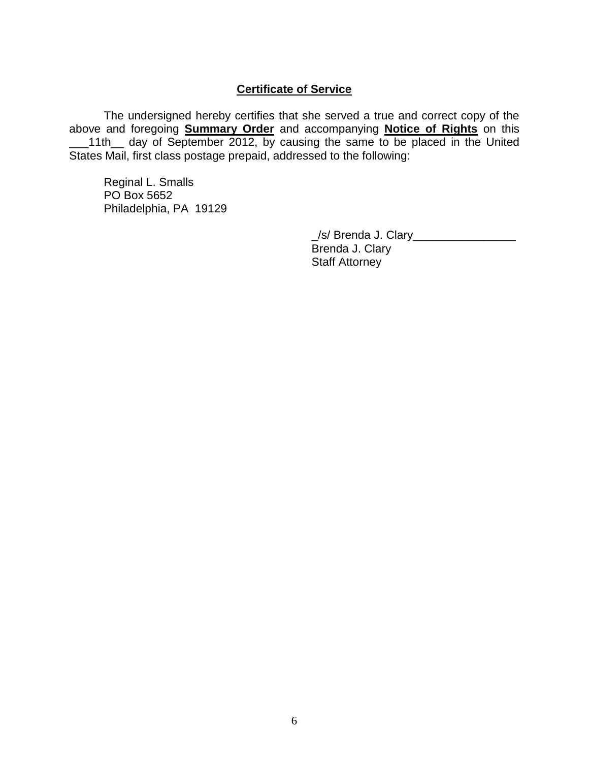## **Certificate of Service**

The undersigned hereby certifies that she served a true and correct copy of the above and foregoing **Summary Order** and accompanying **Notice of Rights** on this ___11th__ day of September 2012, by causing the same to be placed in the United States Mail, first class postage prepaid, addressed to the following:

Reginal L. Smalls
PO Box 5652
Philadelphia, PA 19129

_/s/ Brenda J. Clary________________
Brenda J. Clary
Staff Attorney